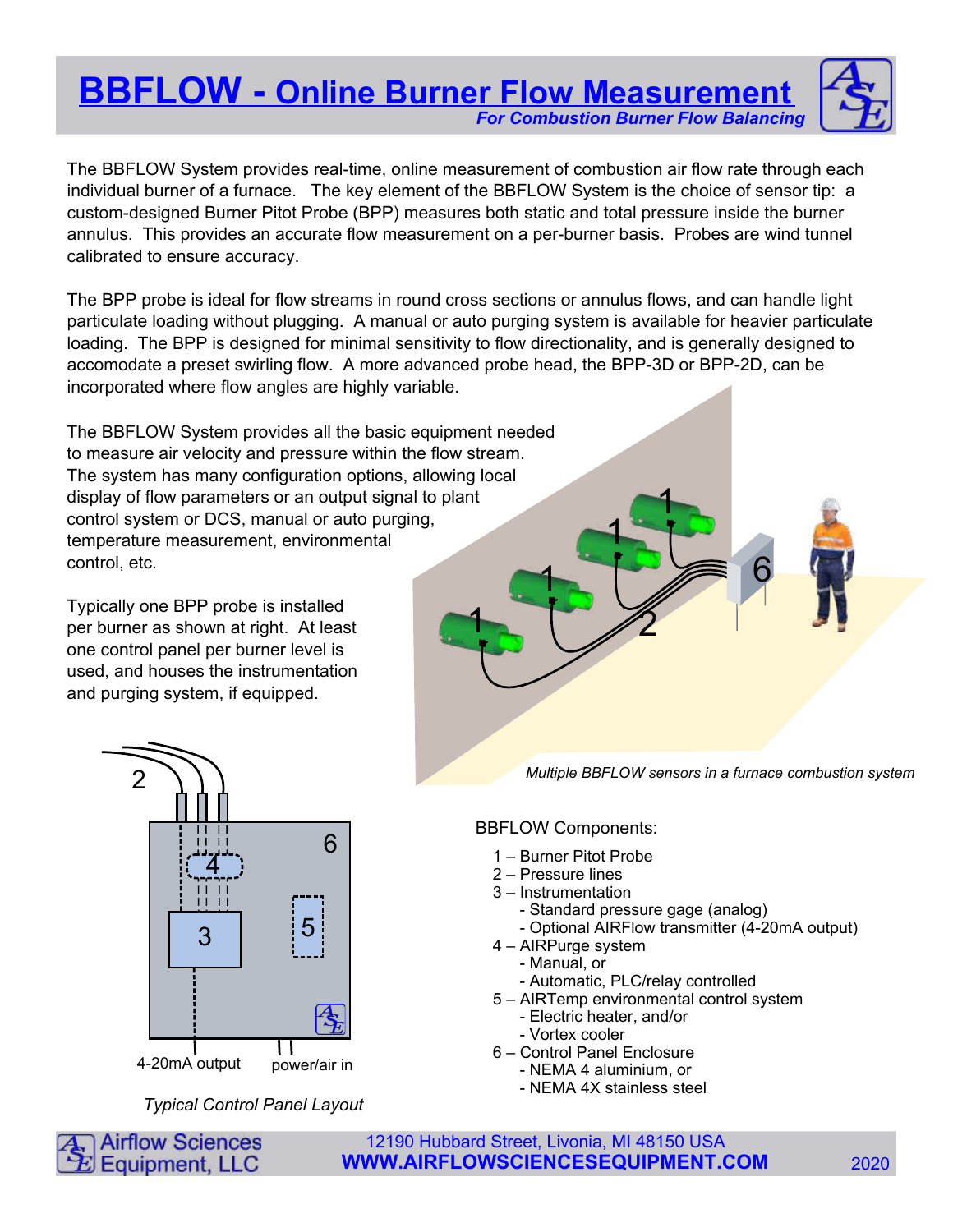# BBFLOW - Online Burner Flow Measurement

*For Combustion Burner Flow Balancing*

The BBFLOW System provides real-time, online measurement of combustion air flow rate through each individual burner of a furnace. The key element of the BBFLOW System is the choice of sensor tip: a custom-designed Burner Pitot Probe (BPP) measures both static and total pressure inside the burner annulus. This provides an accurate flow measurement on a per-burner basis. Probes are wind tunnel calibrated to ensure accuracy.

The BPP probe is ideal for flow streams in round cross sections or annulus flows, and can handle light particulate loading without plugging. A manual or auto purging system is available for heavier particulate loading. The BPP is designed for minimal sensitivity to flow directionality, and is generally designed to accomodate a preset swirling flow. A more advanced probe head, the BPP-3D or BPP-2D, can be incorporated where flow angles are highly variable.

The BBFLOW System provides all the basic equipment needed to measure air velocity and pressure within the flow stream. The system has many configuration options, allowing local display of flow parameters or an output signal to plant control system or DCS, manual or auto purging, temperature measurement, environmental control, etc.

Typically one BPP probe is installed per burner as shown at right. At least one control panel per burner level is used, and houses the instrumentation and purging system, if equipped.

*Multiple BBFLOW sensors in a furnace combustion system*

*Typical Control Panel Layout*

BBFLOW Components:

1 – Burner Pitot Probe
2 – Pressure lines
3 – Instrumentation
  - Standard pressure gage (analog)
  - Optional AIRFlow transmitter (4-20mA output)
4 – AIRPurge system
  - Manual, or
  - Automatic, PLC/relay controlled
5 – AIRTemp environmental control system
  - Electric heater, and/or
  - Vortex cooler
6 – Control Panel Enclosure
  - NEMA 4 aluminium, or
  - NEMA 4X stainless steel

Airflow Sciences Equipment, LLC
12190 Hubbard Street, Livonia, MI 48150 USA
WWW.AIRFLOWSCIENCESEQUIPMENT.COM
2020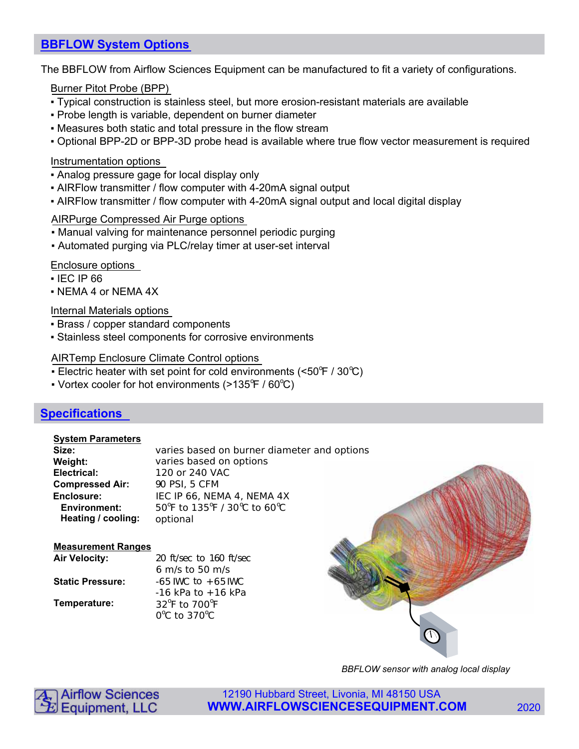## BBFLOW System Options

The BBFLOW from Airflow Sciences Equipment can be manufactured to fit a variety of configurations.

Burner Pitot Probe (BPP)
- Typical construction is stainless steel, but more erosion-resistant materials are available
- Probe length is variable, dependent on burner diameter
- Measures both static and total pressure in the flow stream
- Optional BPP-2D or BPP-3D probe head is available where true flow vector measurement is required

Instrumentation options
- Analog pressure gage for local display only
- AIRFlow transmitter / flow computer with 4-20mA signal output
- AIRFlow transmitter / flow computer with 4-20mA signal output and local digital display

AIRPurge Compressed Air Purge options
- Manual valving for maintenance personnel periodic purging
- Automated purging via PLC/relay timer at user-set interval

Enclosure options
- IEC IP 66
- NEMA 4 or NEMA 4X

Internal Materials options
- Brass / copper standard components
- Stainless steel components for corrosive environments

AIRTemp Enclosure Climate Control options
- Electric heater with set point for cold environments (<50℉ / 30℃)
- Vortex cooler for hot environments (>135℉ / 60℃)

## Specifications

**System Parameters**

| | |
|---|---|
| **Size:** | varies based on burner diameter and options |
| **Weight:** | varies based on options |
| **Electrical:** | 120 or 240 VAC |
| **Compressed Air:** | 90 PSI, 5 CFM |
| **Enclosure:** | IEC IP 66, NEMA 4, NEMA 4X |
| **Environment:** | 50℉ to 135℉ / 30℃ to 60℃ |
| **Heating / cooling:** | optional |

**Measurement Ranges**

| | |
|---|---|
| **Air Velocity:** | 20 ft/sec to 160 ft/sec<br>6 m/s to 50 m/s |
| **Static Pressure:** | -65 IWC to +65 IWC<br>-16 kPa to +16 kPa |
| **Temperature:** | 32℉ to 700℉<br>0℃ to 370℃ |

*BBFLOW sensor with analog local display*

Airflow Sciences Equipment, LLC

12190 Hubbard Street, Livonia, MI 48150 USA

WWW.AIRFLOWSCIENCESEQUIPMENT.COM

2020